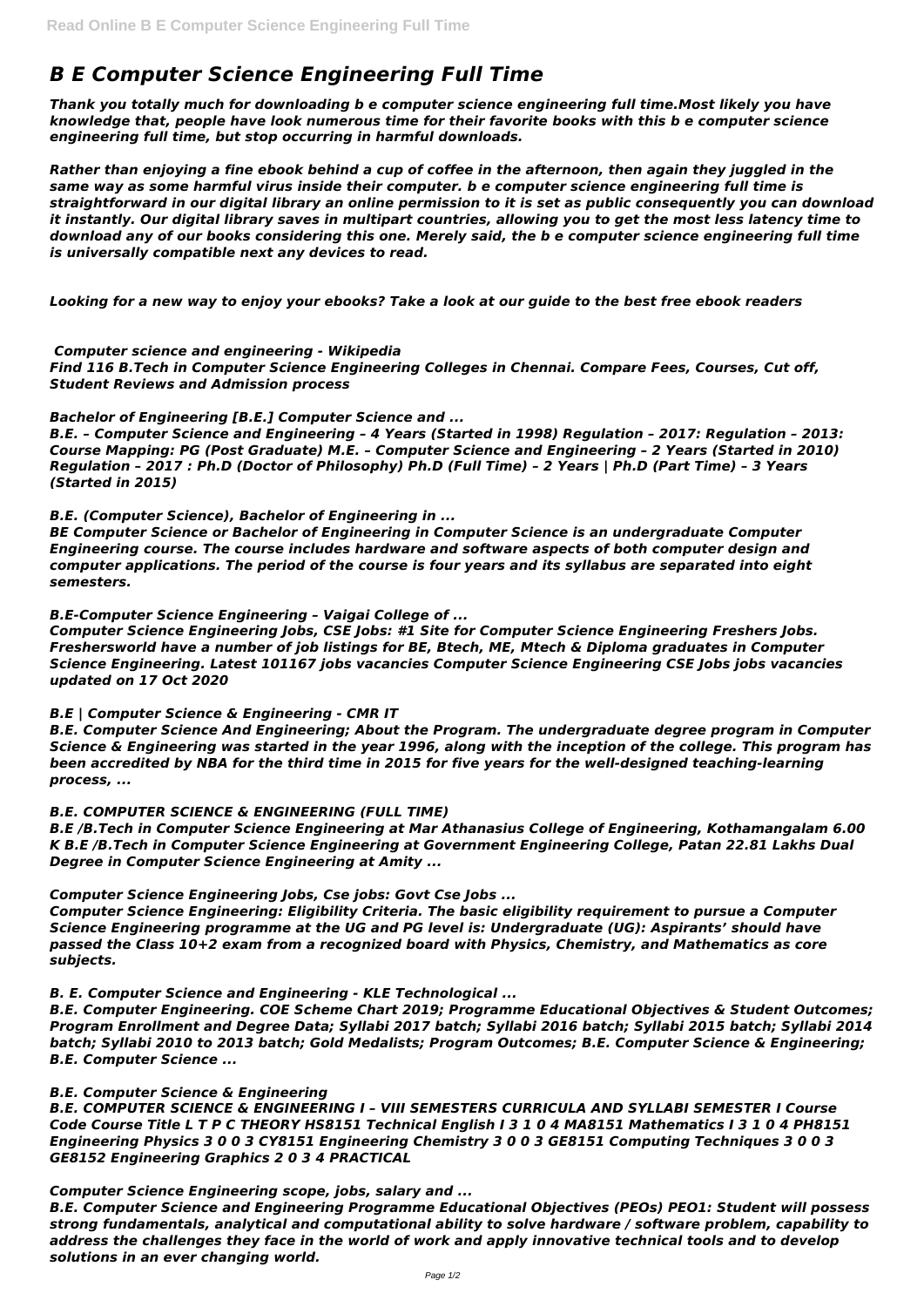# *B E Computer Science Engineering Full Time*

***Thank you totally much for downloading b e computer science engineering full time.Most likely you have knowledge that, people have look numerous time for their favorite books with this b e computer science engineering full time, but stop occurring in harmful downloads.***

***Rather than enjoying a fine ebook behind a cup of coffee in the afternoon, then again they juggled in the same way as some harmful virus inside their computer. b e computer science engineering full time is straightforward in our digital library an online permission to it is set as public consequently you can download it instantly. Our digital library saves in multipart countries, allowing you to get the most less latency time to download any of our books considering this one. Merely said, the b e computer science engineering full time is universally compatible next any devices to read.***

***Looking for a new way to enjoy your ebooks? Take a look at our guide to the best free ebook readers***

***Computer science and engineering - Wikipedia***

***Find 116 B.Tech in Computer Science Engineering Colleges in Chennai. Compare Fees, Courses, Cut off, Student Reviews and Admission process***

***Bachelor of Engineering [B.E.] Computer Science and ...***

***B.E. – Computer Science and Engineering – 4 Years (Started in 1998) Regulation – 2017: Regulation – 2013: Course Mapping: PG (Post Graduate) M.E. – Computer Science and Engineering – 2 Years (Started in 2010) Regulation – 2017 : Ph.D (Doctor of Philosophy) Ph.D (Full Time) – 2 Years | Ph.D (Part Time) – 3 Years (Started in 2015)***

***B.E. (Computer Science), Bachelor of Engineering in ...***

***BE Computer Science or Bachelor of Engineering in Computer Science is an undergraduate Computer Engineering course. The course includes hardware and software aspects of both computer design and computer applications. The period of the course is four years and its syllabus are separated into eight semesters.***

***B.E-Computer Science Engineering – Vaigai College of ...***

***Computer Science Engineering Jobs, CSE Jobs: #1 Site for Computer Science Engineering Freshers Jobs. Freshersworld have a number of job listings for BE, Btech, ME, Mtech & Diploma graduates in Computer Science Engineering. Latest 101167 jobs vacancies Computer Science Engineering CSE Jobs jobs vacancies updated on 17 Oct 2020***

***B.E | Computer Science & Engineering - CMR IT***

***B.E. Computer Science And Engineering; About the Program. The undergraduate degree program in Computer Science & Engineering was started in the year 1996, along with the inception of the college. This program has been accredited by NBA for the third time in 2015 for five years for the well-designed teaching-learning process, ...***

***B.E. COMPUTER SCIENCE & ENGINEERING (FULL TIME)***

***B.E /B.Tech in Computer Science Engineering at Mar Athanasius College of Engineering, Kothamangalam 6.00 K B.E /B.Tech in Computer Science Engineering at Government Engineering College, Patan 22.81 Lakhs Dual Degree in Computer Science Engineering at Amity ...***

***Computer Science Engineering Jobs, Cse jobs: Govt Cse Jobs ...***

***Computer Science Engineering: Eligibility Criteria. The basic eligibility requirement to pursue a Computer Science Engineering programme at the UG and PG level is: Undergraduate (UG): Aspirants' should have passed the Class 10+2 exam from a recognized board with Physics, Chemistry, and Mathematics as core subjects.***

***B. E. Computer Science and Engineering - KLE Technological ...***

***B.E. Computer Engineering. COE Scheme Chart 2019; Programme Educational Objectives & Student Outcomes; Program Enrollment and Degree Data; Syllabi 2017 batch; Syllabi 2016 batch; Syllabi 2015 batch; Syllabi 2014 batch; Syllabi 2010 to 2013 batch; Gold Medalists; Program Outcomes; B.E. Computer Science & Engineering; B.E. Computer Science ...***

***B.E. Computer Science & Engineering***

***B.E. COMPUTER SCIENCE & ENGINEERING I – VIII SEMESTERS CURRICULA AND SYLLABI SEMESTER I Course Code Course Title L T P C THEORY HS8151 Technical English I 3 1 0 4 MA8151 Mathematics I 3 1 0 4 PH8151 Engineering Physics 3 0 0 3 CY8151 Engineering Chemistry 3 0 0 3 GE8151 Computing Techniques 3 0 0 3 GE8152 Engineering Graphics 2 0 3 4 PRACTICAL***

***Computer Science Engineering scope, jobs, salary and ...***

***B.E. Computer Science and Engineering Programme Educational Objectives (PEOs) PEO1: Student will possess strong fundamentals, analytical and computational ability to solve hardware / software problem, capability to address the challenges they face in the world of work and apply innovative technical tools and to develop solutions in an ever changing world.***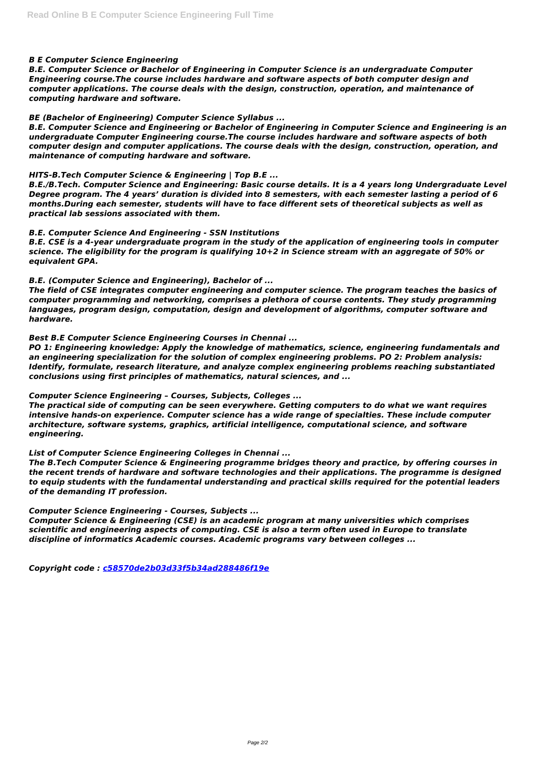*B E Computer Science Engineering*

***B.E. Computer Science or Bachelor of Engineering in Computer Science is an undergraduate Computer Engineering course.The course includes hardware and software aspects of both computer design and computer applications. The course deals with the design, construction, operation, and maintenance of computing hardware and software.***

*BE (Bachelor of Engineering) Computer Science Syllabus ...*

***B.E. Computer Science and Engineering or Bachelor of Engineering in Computer Science and Engineering is an undergraduate Computer Engineering course.The course includes hardware and software aspects of both computer design and computer applications. The course deals with the design, construction, operation, and maintenance of computing hardware and software.***

*HITS-B.Tech Computer Science & Engineering | Top B.E ...*

***B.E./B.Tech. Computer Science and Engineering: Basic course details. It is a 4 years long Undergraduate Level Degree program. The 4 years' duration is divided into 8 semesters, with each semester lasting a period of 6 months.During each semester, students will have to face different sets of theoretical subjects as well as practical lab sessions associated with them.***

*B.E. Computer Science And Engineering - SSN Institutions*

***B.E. CSE is a 4-year undergraduate program in the study of the application of engineering tools in computer science. The eligibility for the program is qualifying 10+2 in Science stream with an aggregate of 50% or equivalent GPA.***

*B.E. (Computer Science and Engineering), Bachelor of ...*

***The field of CSE integrates computer engineering and computer science. The program teaches the basics of computer programming and networking, comprises a plethora of course contents. They study programming languages, program design, computation, design and development of algorithms, computer software and hardware.***

*Best B.E Computer Science Engineering Courses in Chennai ...*

***PO 1: Engineering knowledge: Apply the knowledge of mathematics, science, engineering fundamentals and an engineering specialization for the solution of complex engineering problems. PO 2: Problem analysis: Identify, formulate, research literature, and analyze complex engineering problems reaching substantiated conclusions using first principles of mathematics, natural sciences, and ...***

*Computer Science Engineering – Courses, Subjects, Colleges ...*

***The practical side of computing can be seen everywhere. Getting computers to do what we want requires intensive hands-on experience. Computer science has a wide range of specialties. These include computer architecture, software systems, graphics, artificial intelligence, computational science, and software engineering.***

*List of Computer Science Engineering Colleges in Chennai ...*

***The B.Tech Computer Science & Engineering programme bridges theory and practice, by offering courses in the recent trends of hardware and software technologies and their applications. The programme is designed to equip students with the fundamental understanding and practical skills required for the potential leaders of the demanding IT profession.***

*Computer Science Engineering - Courses, Subjects ...*

***Computer Science & Engineering (CSE) is an academic program at many universities which comprises scientific and engineering aspects of computing. CSE is also a term often used in Europe to translate discipline of informatics Academic courses. Academic programs vary between colleges ...***

***Copyright code : c58570de2b03d33f5b34ad288486f19e***